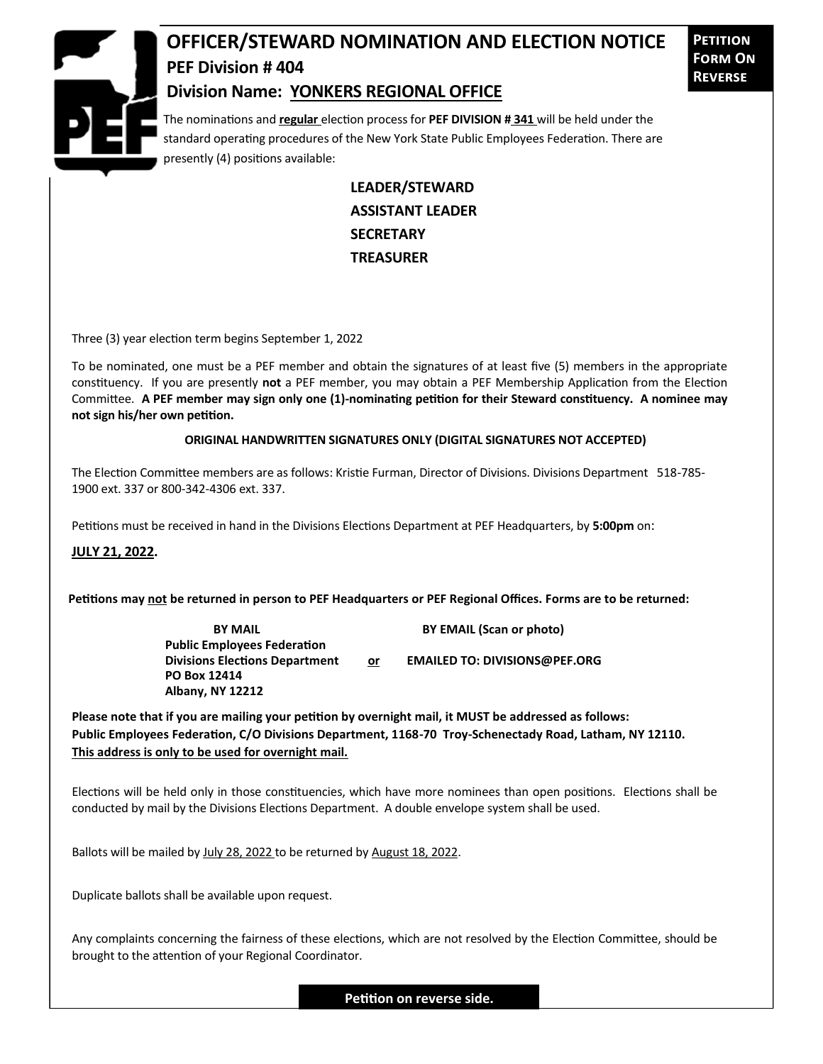# OFFICER/STEWARD NOMINATION AND ELECTION NOTICE

**PETITION FORM ON REVERSE**

## PEF Division # 404

## Division Name: YONKERS REGIONAL OFFICE

The nominations and **regular** election process for **PEF DIVISION # 341** will be held under the standard operating procedures of the New York State Public Employees Federation. There are presently (4) positions available:

**LEADER/STEWARD**
**ASSISTANT LEADER**
**SECRETARY**
**TREASURER**

Three (3) year election term begins September 1, 2022

To be nominated, one must be a PEF member and obtain the signatures of at least five (5) members in the appropriate constituency. If you are presently **not** a PEF member, you may obtain a PEF Membership Application from the Election Committee. **A PEF member may sign only one (1)-nominating petition for their Steward constituency. A nominee may not sign his/her own petition.**

**ORIGINAL HANDWRITTEN SIGNATURES ONLY (DIGITAL SIGNATURES NOT ACCEPTED)**

The Election Committee members are as follows: Kristie Furman, Director of Divisions. Divisions Department 518-785-1900 ext. 337 or 800-342-4306 ext. 337.

Petitions must be received in hand in the Divisions Elections Department at PEF Headquarters, by **5:00pm** on:

**JULY 21, 2022.**

**Petitions may not be returned in person to PEF Headquarters or PEF Regional Offices. Forms are to be returned:**

**BY MAIL**
**Public Employees Federation**
**Divisions Elections Department**
**PO Box 12414**
**Albany, NY 12212**

**or**

**BY EMAIL (Scan or photo)**
**EMAILED TO: DIVISIONS@PEF.ORG**

**Please note that if you are mailing your petition by overnight mail, it MUST be addressed as follows:**
**Public Employees Federation, C/O Divisions Department, 1168-70 Troy-Schenectady Road, Latham, NY 12110.**
**This address is only to be used for overnight mail.**

Elections will be held only in those constituencies, which have more nominees than open positions. Elections shall be conducted by mail by the Divisions Elections Department. A double envelope system shall be used.

Ballots will be mailed by July 28, 2022 to be returned by August 18, 2022.

Duplicate ballots shall be available upon request.

Any complaints concerning the fairness of these elections, which are not resolved by the Election Committee, should be brought to the attention of your Regional Coordinator.

**Petition on reverse side.**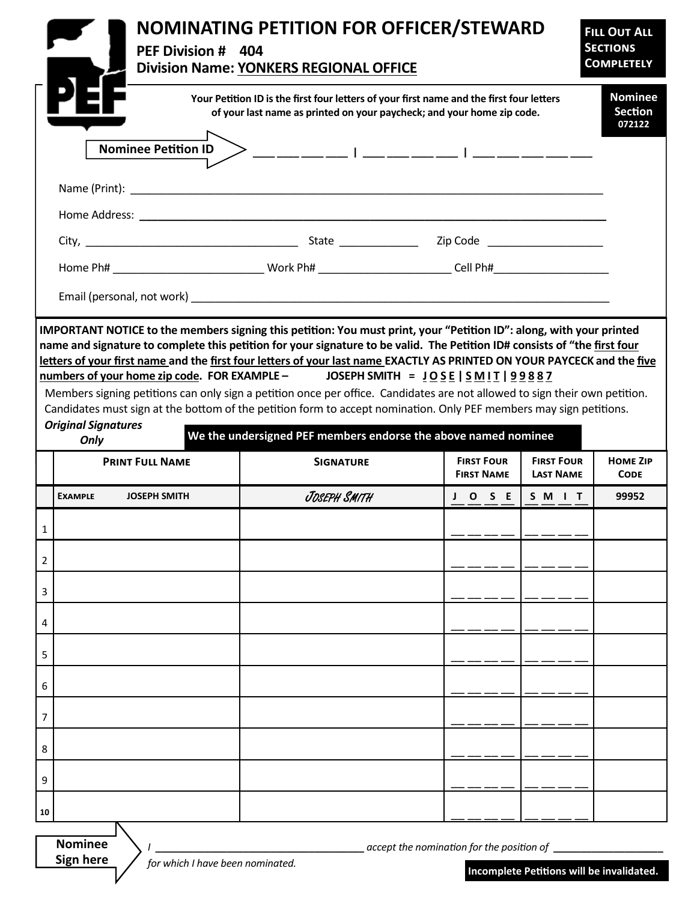# NOMINATING PETITION FOR OFFICER/STEWARD

**PEF Division # 404**
**Division Name: YONKERS REGIONAL OFFICE**

**FILL OUT ALL SECTIONS COMPLETELY**

**Nominee Section**
**072122**

**Your Petition ID is the first four letters of your first name and the first four letters of your last name as printed on your paycheck; and your home zip code.**

**Nominee Petition ID** ___ ___ ___ ___ | ___ ___ ___ ___ | ___ ___ ___ ___ ___

Name (Print): ______________________________________________

Home Address: ______________________________________________

City, ________________________ State ____________ Zip Code ________________

Home Ph# ____________________ Work Ph# ____________________ Cell Ph# ____________________

Email (personal, not work) ______________________________________________

**IMPORTANT NOTICE to the members signing this petition: You must print, your "Petition ID": along, with your printed name and signature to complete this petition for your signature to be valid. The Petition ID# consists of "the first four letters of your first name and the first four letters of your last name EXACTLY AS PRINTED ON YOUR PAYCECK and the five numbers of your home zip code. FOR EXAMPLE – JOSEPH SMITH = J O S E | S M I T | 9 9 8 8 7**

Members signing petitions can only sign a petition once per office. Candidates are not allowed to sign their own petition. Candidates must sign at the bottom of the petition form to accept nomination. Only PEF members may sign petitions.

***Original Signatures Only***

**We the undersigned PEF members endorse the above named nominee**

| | PRINT FULL NAME | SIGNATURE | FIRST FOUR FIRST NAME | FIRST FOUR LAST NAME | HOME ZIP CODE |
|---|---|---|---|---|---|
| | EXAMPLE JOSEPH SMITH | *Joseph Smith* | J O S E | S M I T | 99952 |
| 1 | | | __ __ __ __ | __ __ __ __ | |
| 2 | | | __ __ __ __ | __ __ __ __ | |
| 3 | | | __ __ __ __ | __ __ __ __ | |
| 4 | | | __ __ __ __ | __ __ __ __ | |
| 5 | | | __ __ __ __ | __ __ __ __ | |
| 6 | | | __ __ __ __ | __ __ __ __ | |
| 7 | | | __ __ __ __ | __ __ __ __ | |
| 8 | | | __ __ __ __ | __ __ __ __ | |
| 9 | | | __ __ __ __ | __ __ __ __ | |
| 10 | | | __ __ __ __ | __ __ __ __ | |

**Nominee Sign here**

*I ______________________________ accept the nomination for the position of ________________ for which I have been nominated.*

**Incomplete Petitions will be invalidated.**